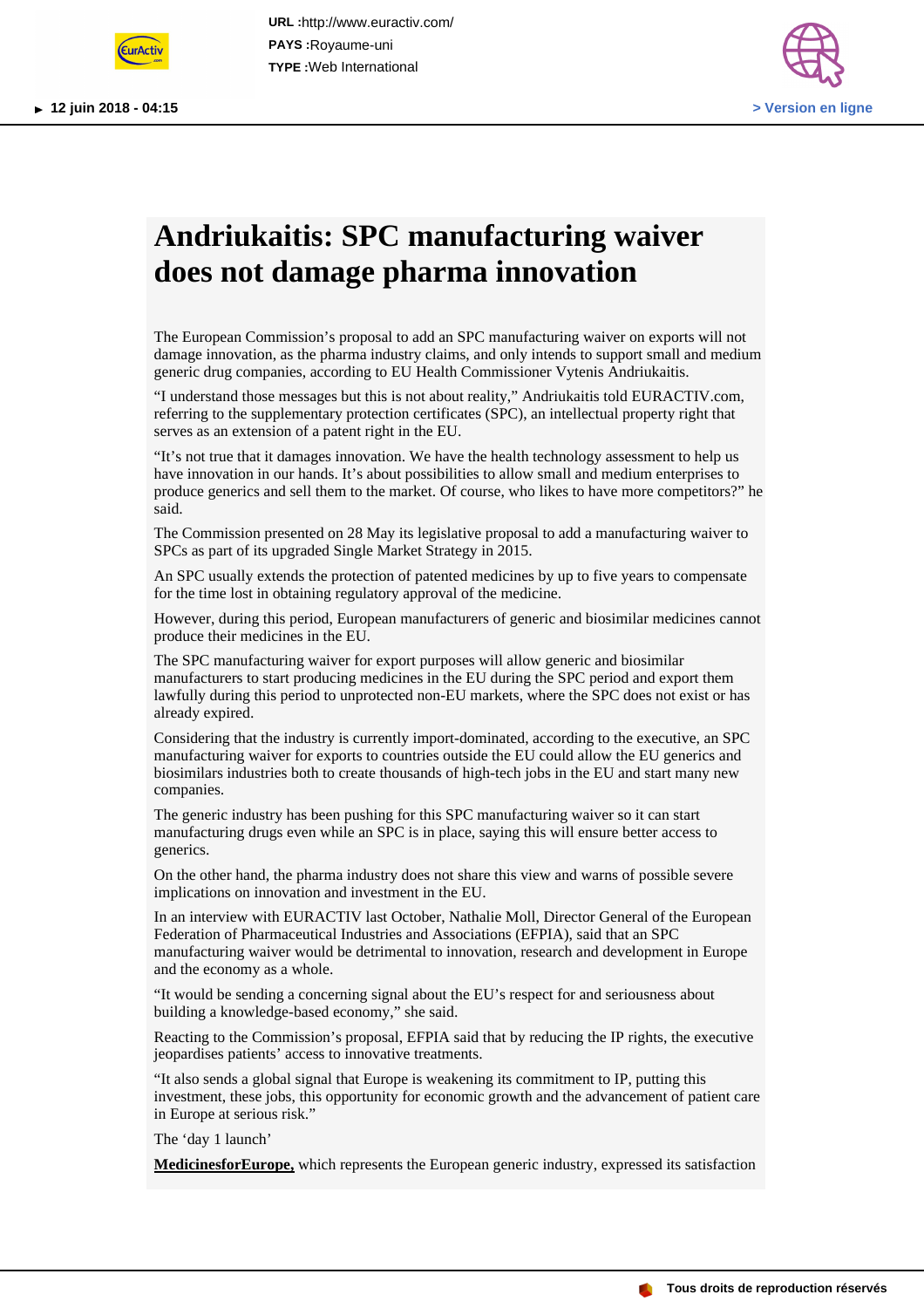URL :http://www.euractiv.com/
PAYS :Royaume-uni
TYPE :Web International

12 juin 2018 - 04:15

> Version en ligne

# Andriukaitis: SPC manufacturing waiver does not damage pharma innovation

The European Commission's proposal to add an SPC manufacturing waiver on exports will not damage innovation, as the pharma industry claims, and only intends to support small and medium generic drug companies, according to EU Health Commissioner Vytenis Andriukaitis.

"I understand those messages but this is not about reality," Andriukaitis told EURACTIV.com, referring to the supplementary protection certificates (SPC), an intellectual property right that serves as an extension of a patent right in the EU.

"It's not true that it damages innovation. We have the health technology assessment to help us have innovation in our hands. It's about possibilities to allow small and medium enterprises to produce generics and sell them to the market. Of course, who likes to have more competitors?" he said.

The Commission presented on 28 May its legislative proposal to add a manufacturing waiver to SPCs as part of its upgraded Single Market Strategy in 2015.

An SPC usually extends the protection of patented medicines by up to five years to compensate for the time lost in obtaining regulatory approval of the medicine.

However, during this period, European manufacturers of generic and biosimilar medicines cannot produce their medicines in the EU.

The SPC manufacturing waiver for export purposes will allow generic and biosimilar manufacturers to start producing medicines in the EU during the SPC period and export them lawfully during this period to unprotected non-EU markets, where the SPC does not exist or has already expired.

Considering that the industry is currently import-dominated, according to the executive, an SPC manufacturing waiver for exports to countries outside the EU could allow the EU generics and biosimilars industries both to create thousands of high-tech jobs in the EU and start many new companies.

The generic industry has been pushing for this SPC manufacturing waiver so it can start manufacturing drugs even while an SPC is in place, saying this will ensure better access to generics.

On the other hand, the pharma industry does not share this view and warns of possible severe implications on innovation and investment in the EU.

In an interview with EURACTIV last October, Nathalie Moll, Director General of the European Federation of Pharmaceutical Industries and Associations (EFPIA), said that an SPC manufacturing waiver would be detrimental to innovation, research and development in Europe and the economy as a whole.

"It would be sending a concerning signal about the EU's respect for and seriousness about building a knowledge-based economy," she said.

Reacting to the Commission's proposal, EFPIA said that by reducing the IP rights, the executive jeopardises patients' access to innovative treatments.

"It also sends a global signal that Europe is weakening its commitment to IP, putting this investment, these jobs, this opportunity for economic growth and the advancement of patient care in Europe at serious risk."

The 'day 1 launch'

**MedicinesforEurope,** which represents the European generic industry, expressed its satisfaction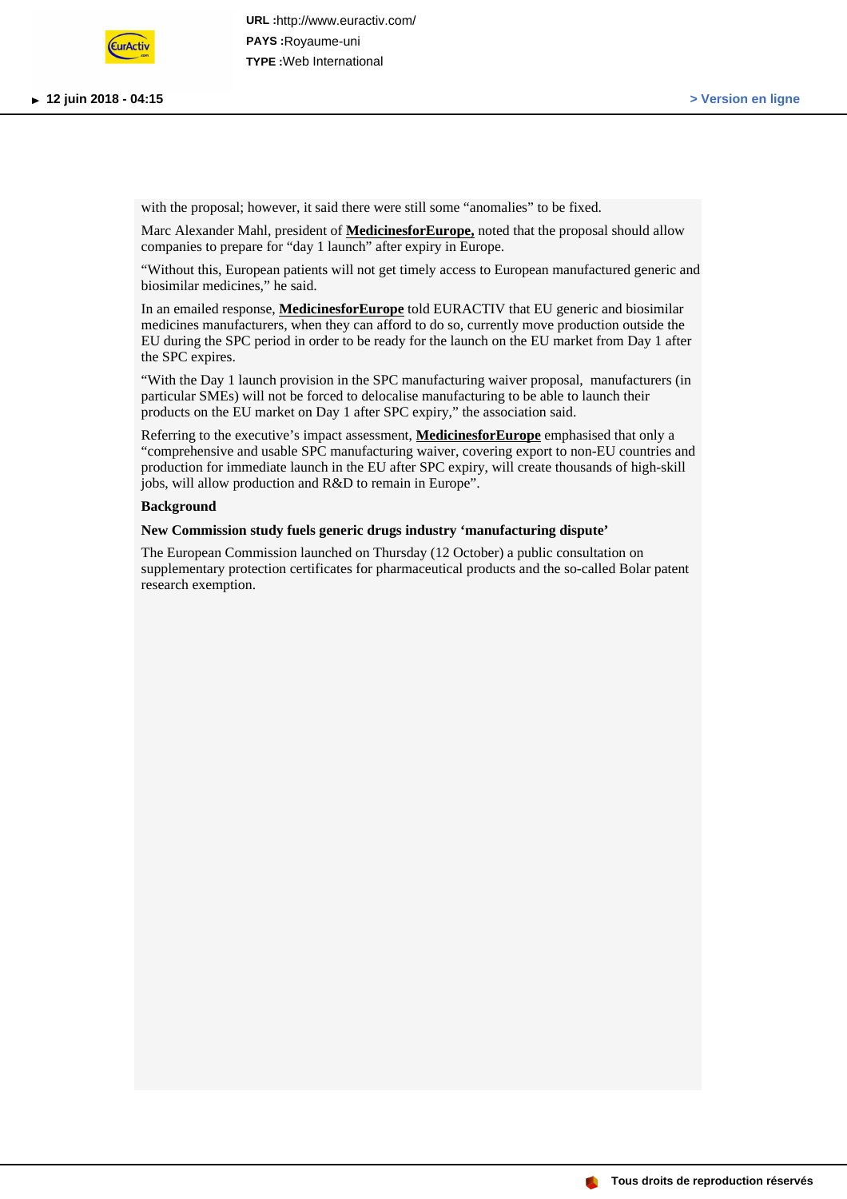with the proposal; however, it said there were still some “anomalies” to be fixed.

Marc Alexander Mahl, president of **MedicinesforEurope,** noted that the proposal should allow companies to prepare for “day 1 launch” after expiry in Europe.

“Without this, European patients will not get timely access to European manufactured generic and biosimilar medicines,” he said.

In an emailed response, **MedicinesforEurope** told EURACTIV that EU generic and biosimilar medicines manufacturers, when they can afford to do so, currently move production outside the EU during the SPC period in order to be ready for the launch on the EU market from Day 1 after the SPC expires.

“With the Day 1 launch provision in the SPC manufacturing waiver proposal,  manufacturers (in particular SMEs) will not be forced to delocalise manufacturing to be able to launch their products on the EU market on Day 1 after SPC expiry,” the association said.

Referring to the executive’s impact assessment, **MedicinesforEurope** emphasised that only a “comprehensive and usable SPC manufacturing waiver, covering export to non-EU countries and production for immediate launch in the EU after SPC expiry, will create thousands of high-skill jobs, will allow production and R&D to remain in Europe”.

**Background**

**New Commission study fuels generic drugs industry ‘manufacturing dispute’**

The European Commission launched on Thursday (12 October) a public consultation on supplementary protection certificates for pharmaceutical products and the so-called Bolar patent research exemption.